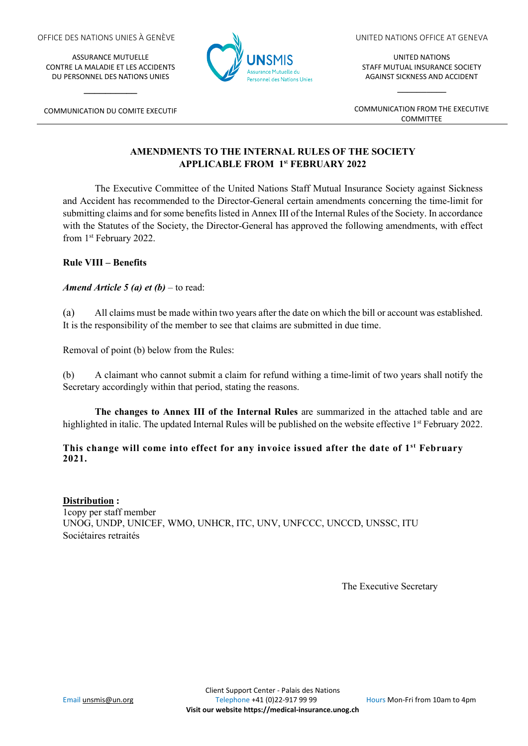OFFICE DES NATIONS UNIES À GENÈVE

ASSURANCE MUTUELLE
CONTRE LA MALADIE ET LES ACCIDENTS
DU PERSONNEL DES NATIONS UNIES

UNSMIS
Assurance Mutuelle du Personnel des Nations Unies

UNITED NATIONS OFFICE AT GENEVA

UNITED NATIONS
STAFF MUTUAL INSURANCE SOCIETY
AGAINST SICKNESS AND ACCIDENT

COMMUNICATION DU COMITE EXECUTIF

COMMUNICATION FROM THE EXECUTIVE COMMITTEE

---

## AMENDMENTS TO THE INTERNAL RULES OF THE SOCIETY APPLICABLE FROM 1st FEBRUARY 2022

The Executive Committee of the United Nations Staff Mutual Insurance Society against Sickness and Accident has recommended to the Director-General certain amendments concerning the time-limit for submitting claims and for some benefits listed in Annex III of the Internal Rules of the Society. In accordance with the Statutes of the Society, the Director-General has approved the following amendments, with effect from 1st February 2022.

**Rule VIII – Benefits**

***Amend Article 5 (a) et (b)*** – to read:

(a) All claims must be made within two years after the date on which the bill or account was established. It is the responsibility of the member to see that claims are submitted in due time.

Removal of point (b) below from the Rules:

(b) A claimant who cannot submit a claim for refund withing a time-limit of two years shall notify the Secretary accordingly within that period, stating the reasons.

**The changes to Annex III of the Internal Rules** are summarized in the attached table and are highlighted in italic. The updated Internal Rules will be published on the website effective 1st February 2022.

**This change will come into effect for any invoice issued after the date of 1st February 2021.**

**Distribution :**
1copy per staff member
UNOG, UNDP, UNICEF, WMO, UNHCR, ITC, UNV, UNFCCC, UNCCD, UNSSC, ITU
Sociétaires retraités

The Executive Secretary

Client Support Center - Palais des Nations
Email unsmis@un.org Telephone +41 (0)22-917 99 99 Hours Mon-Fri from 10am to 4pm
**Visit our website https://medical-insurance.unog.ch**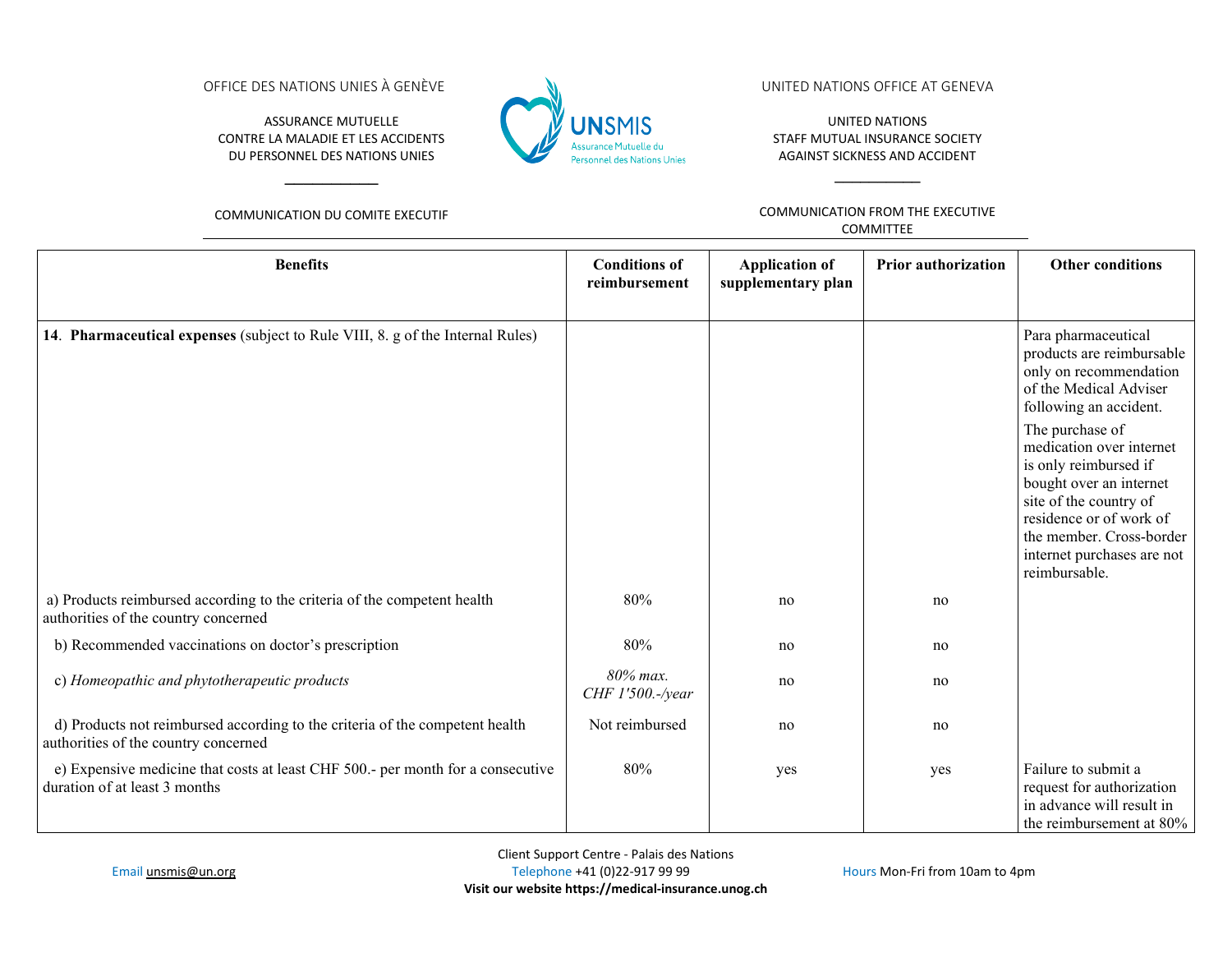OFFICE DES NATIONS UNIES À GENÈVE

ASSURANCE MUTUELLE
CONTRE LA MALADIE ET LES ACCIDENTS
DU PERSONNEL DES NATIONS UNIES

UNITED NATIONS OFFICE AT GENEVA

UNITED NATIONS
STAFF MUTUAL INSURANCE SOCIETY
AGAINST SICKNESS AND ACCIDENT

COMMUNICATION DU COMITE EXECUTIF

COMMUNICATION FROM THE EXECUTIVE COMMITTEE

| Benefits | Conditions of reimbursement | Application of supplementary plan | Prior authorization | Other conditions |
|---|---|---|---|---|
| 14. **Pharmaceutical expenses** (subject to Rule VIII, 8. g of the Internal Rules) | | | | Para pharmaceutical products are reimbursable only on recommendation of the Medical Adviser following an accident. The purchase of medication over internet is only reimbursed if bought over an internet site of the country of residence or of work of the member. Cross-border internet purchases are not reimbursable. |
| a) Products reimbursed according to the criteria of the competent health authorities of the country concerned | 80% | no | no | |
| b) Recommended vaccinations on doctor's prescription | 80% | no | no | |
| c) *Homeopathic and phytotherapeutic products* | *80% max. CHF 1'500.-/year* | no | no | |
| d) Products not reimbursed according to the criteria of the competent health authorities of the country concerned | Not reimbursed | no | no | |
| e) Expensive medicine that costs at least CHF 500.- per month for a consecutive duration of at least 3 months | 80% | yes | yes | Failure to submit a request for authorization in advance will result in the reimbursement at 80% |

Client Support Centre - Palais des Nations
Email unsmis@un.org Telephone +41 (0)22-917 99 99 Hours Mon-Fri from 10am to 4pm
**Visit our website https://medical-insurance.unog.ch**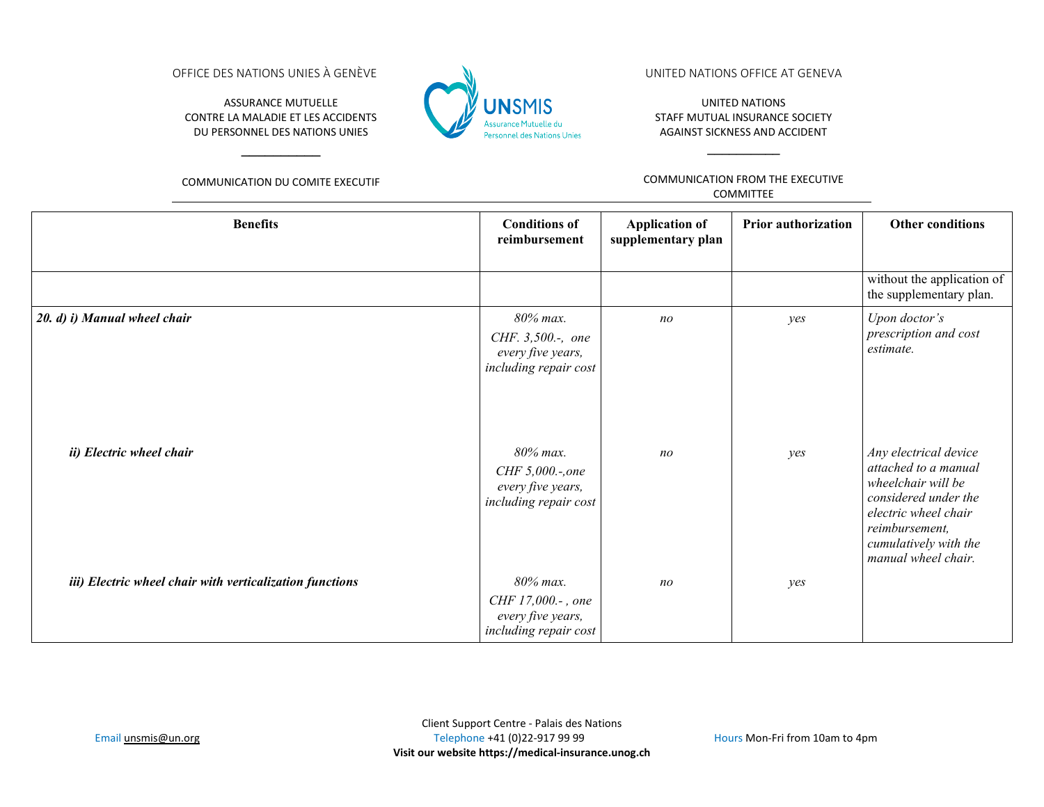| Benefits | Conditions of reimbursement | Application of supplementary plan | Prior authorization | Other conditions |
|---|---|---|---|---|
| | | | | without the application of the supplementary plan. |
| ***20. d) i) Manual wheel chair*** | *80% max. CHF. 3,500.-, one every five years, including repair cost* | *no* | *yes* | *Upon doctor's prescription and cost estimate.* |
| ***ii) Electric wheel chair*** | *80% max. CHF 5,000.-,one every five years, including repair cost* | *no* | *yes* | *Any electrical device attached to a manual wheelchair will be considered under the electric wheel chair reimbursement, cumulatively with the manual wheel chair.* |
| ***iii) Electric wheel chair with verticalization functions*** | *80% max. CHF 17,000.- , one every five years, including repair cost* | *no* | *yes* | |